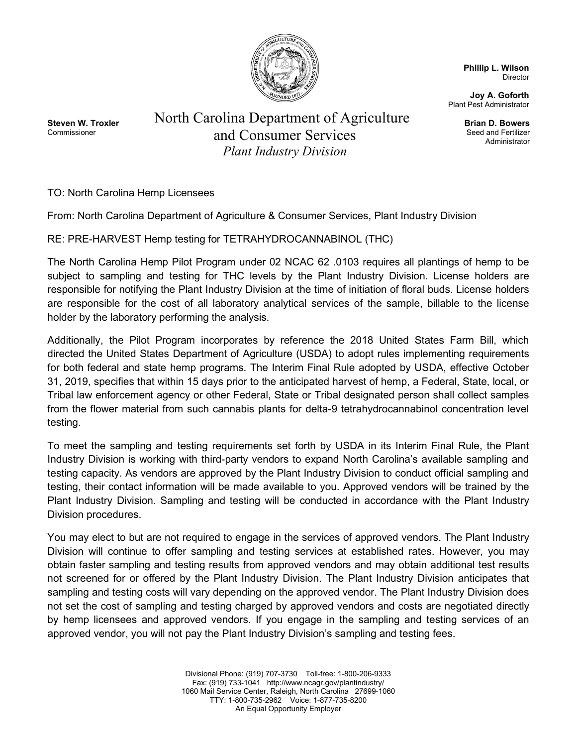**Steven W. Troxler**
Commissioner

# North Carolina Department of Agriculture and Consumer Services

*Plant Industry Division*

**Phillip L. Wilson**
Director

**Joy A. Goforth**
Plant Pest Administrator

**Brian D. Bowers**
Seed and Fertilizer Administrator

TO: North Carolina Hemp Licensees

From: North Carolina Department of Agriculture & Consumer Services, Plant Industry Division

RE: PRE-HARVEST Hemp testing for TETRAHYDROCANNABINOL (THC)

The North Carolina Hemp Pilot Program under 02 NCAC 62 .0103 requires all plantings of hemp to be subject to sampling and testing for THC levels by the Plant Industry Division. License holders are responsible for notifying the Plant Industry Division at the time of initiation of floral buds. License holders are responsible for the cost of all laboratory analytical services of the sample, billable to the license holder by the laboratory performing the analysis.

Additionally, the Pilot Program incorporates by reference the 2018 United States Farm Bill, which directed the United States Department of Agriculture (USDA) to adopt rules implementing requirements for both federal and state hemp programs. The Interim Final Rule adopted by USDA, effective October 31, 2019, specifies that within 15 days prior to the anticipated harvest of hemp, a Federal, State, local, or Tribal law enforcement agency or other Federal, State or Tribal designated person shall collect samples from the flower material from such cannabis plants for delta-9 tetrahydrocannabinol concentration level testing.

To meet the sampling and testing requirements set forth by USDA in its Interim Final Rule, the Plant Industry Division is working with third-party vendors to expand North Carolina's available sampling and testing capacity. As vendors are approved by the Plant Industry Division to conduct official sampling and testing, their contact information will be made available to you. Approved vendors will be trained by the Plant Industry Division. Sampling and testing will be conducted in accordance with the Plant Industry Division procedures.

You may elect to but are not required to engage in the services of approved vendors. The Plant Industry Division will continue to offer sampling and testing services at established rates. However, you may obtain faster sampling and testing results from approved vendors and may obtain additional test results not screened for or offered by the Plant Industry Division. The Plant Industry Division anticipates that sampling and testing costs will vary depending on the approved vendor. The Plant Industry Division does not set the cost of sampling and testing charged by approved vendors and costs are negotiated directly by hemp licensees and approved vendors. If you engage in the sampling and testing services of an approved vendor, you will not pay the Plant Industry Division's sampling and testing fees.

Divisional Phone: (919) 707-3730 Toll-free: 1-800-206-9333
Fax: (919) 733-1041 http://www.ncagr.gov/plantindustry/
1060 Mail Service Center, Raleigh, North Carolina 27699-1060
TTY: 1-800-735-2962 Voice: 1-877-735-8200
An Equal Opportunity Employer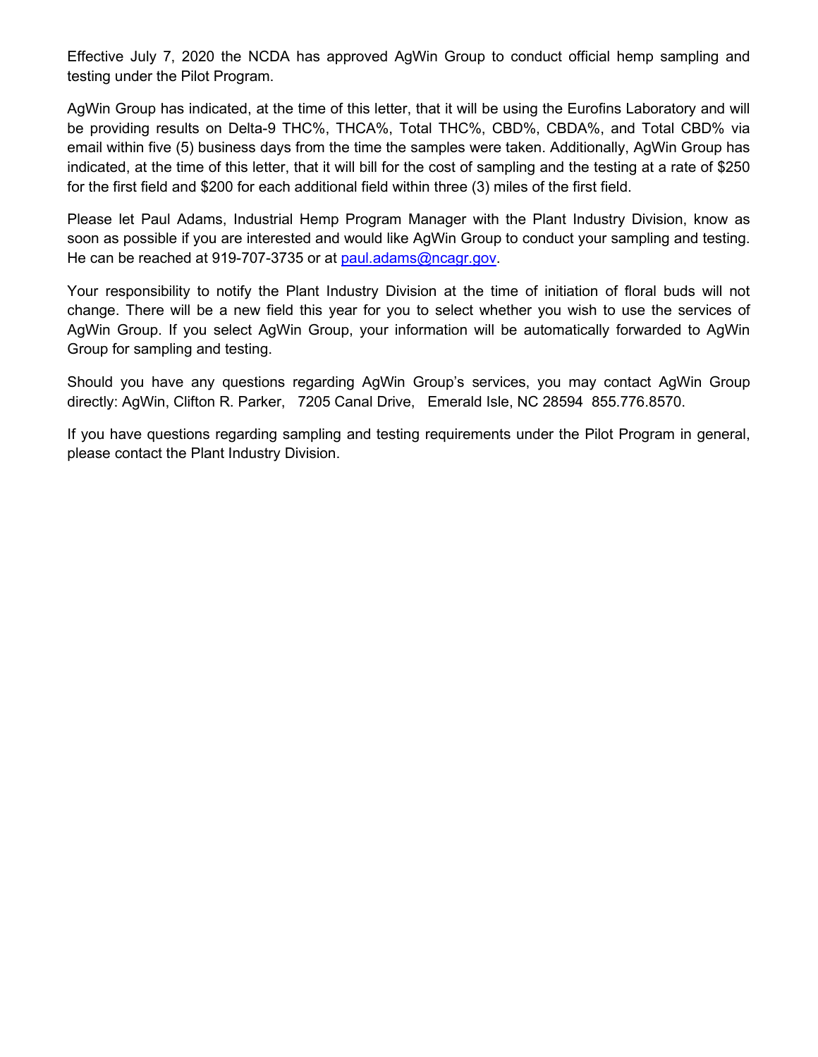Effective July 7, 2020 the NCDA has approved AgWin Group to conduct official hemp sampling and testing under the Pilot Program.

AgWin Group has indicated, at the time of this letter, that it will be using the Eurofins Laboratory and will be providing results on Delta-9 THC%, THCA%, Total THC%, CBD%, CBDA%, and Total CBD% via email within five (5) business days from the time the samples were taken. Additionally, AgWin Group has indicated, at the time of this letter, that it will bill for the cost of sampling and the testing at a rate of $250 for the first field and $200 for each additional field within three (3) miles of the first field.

Please let Paul Adams, Industrial Hemp Program Manager with the Plant Industry Division, know as soon as possible if you are interested and would like AgWin Group to conduct your sampling and testing. He can be reached at 919-707-3735 or at paul.adams@ncagr.gov.

Your responsibility to notify the Plant Industry Division at the time of initiation of floral buds will not change. There will be a new field this year for you to select whether you wish to use the services of AgWin Group. If you select AgWin Group, your information will be automatically forwarded to AgWin Group for sampling and testing.

Should you have any questions regarding AgWin Group's services, you may contact AgWin Group directly: AgWin, Clifton R. Parker, 7205 Canal Drive, Emerald Isle, NC 28594 855.776.8570.

If you have questions regarding sampling and testing requirements under the Pilot Program in general, please contact the Plant Industry Division.